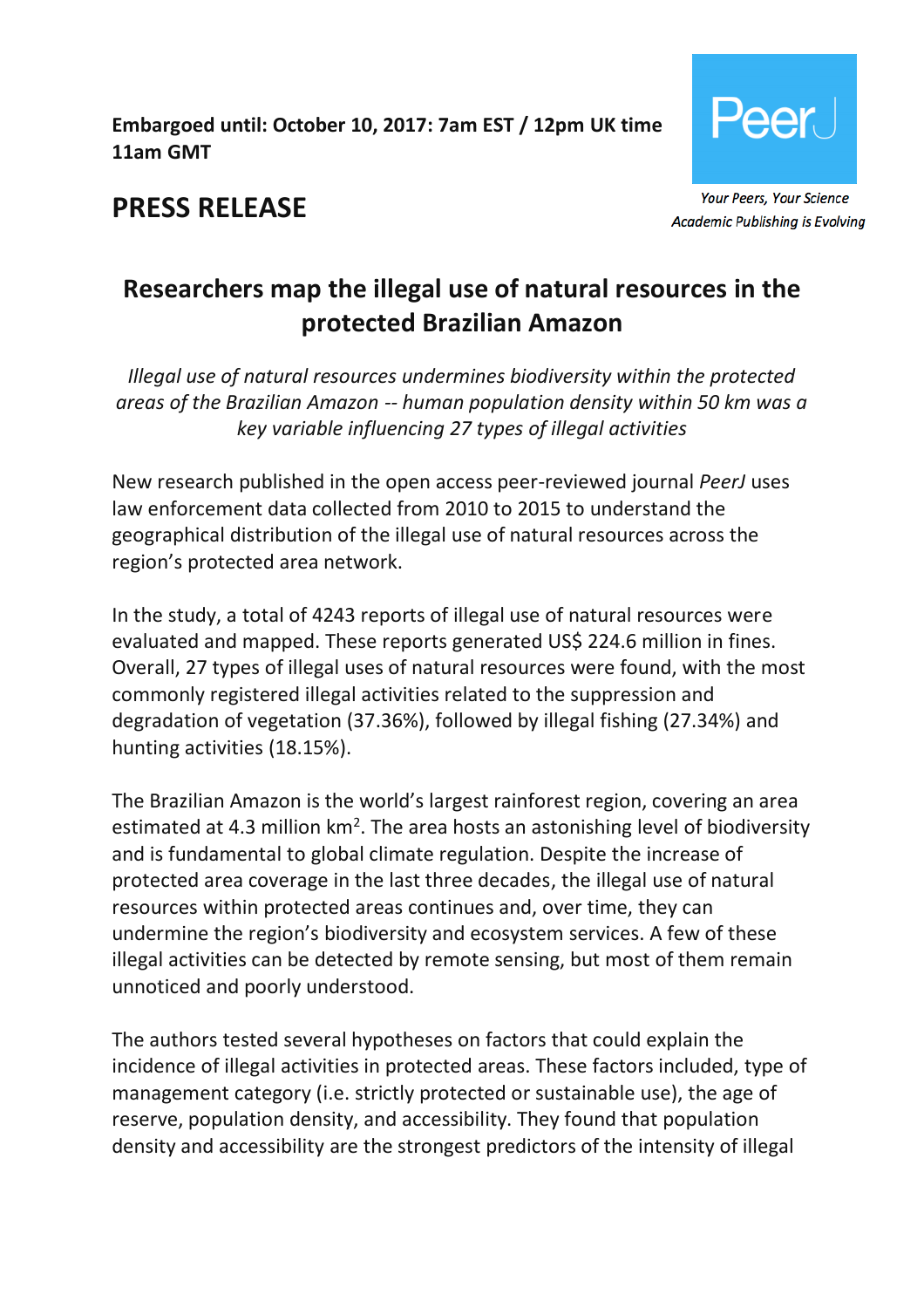**Embargoed until: October 10, 2017: 7am EST / 12pm UK time 11am GMT**

PeerJ

*Your Peers, Your Science*
*Academic Publishing is Evolving*

# PRESS RELEASE

## Researchers map the illegal use of natural resources in the protected Brazilian Amazon

*Illegal use of natural resources undermines biodiversity within the protected areas of the Brazilian Amazon -- human population density within 50 km was a key variable influencing 27 types of illegal activities*

New research published in the open access peer-reviewed journal *PeerJ* uses law enforcement data collected from 2010 to 2015 to understand the geographical distribution of the illegal use of natural resources across the region's protected area network.

In the study, a total of 4243 reports of illegal use of natural resources were evaluated and mapped. These reports generated US$ 224.6 million in fines. Overall, 27 types of illegal uses of natural resources were found, with the most commonly registered illegal activities related to the suppression and degradation of vegetation (37.36%), followed by illegal fishing (27.34%) and hunting activities (18.15%).

The Brazilian Amazon is the world's largest rainforest region, covering an area estimated at 4.3 million $km^2$. The area hosts an astonishing level of biodiversity and is fundamental to global climate regulation. Despite the increase of protected area coverage in the last three decades, the illegal use of natural resources within protected areas continues and, over time, they can undermine the region's biodiversity and ecosystem services. A few of these illegal activities can be detected by remote sensing, but most of them remain unnoticed and poorly understood.

The authors tested several hypotheses on factors that could explain the incidence of illegal activities in protected areas. These factors included, type of management category (i.e. strictly protected or sustainable use), the age of reserve, population density, and accessibility. They found that population density and accessibility are the strongest predictors of the intensity of illegal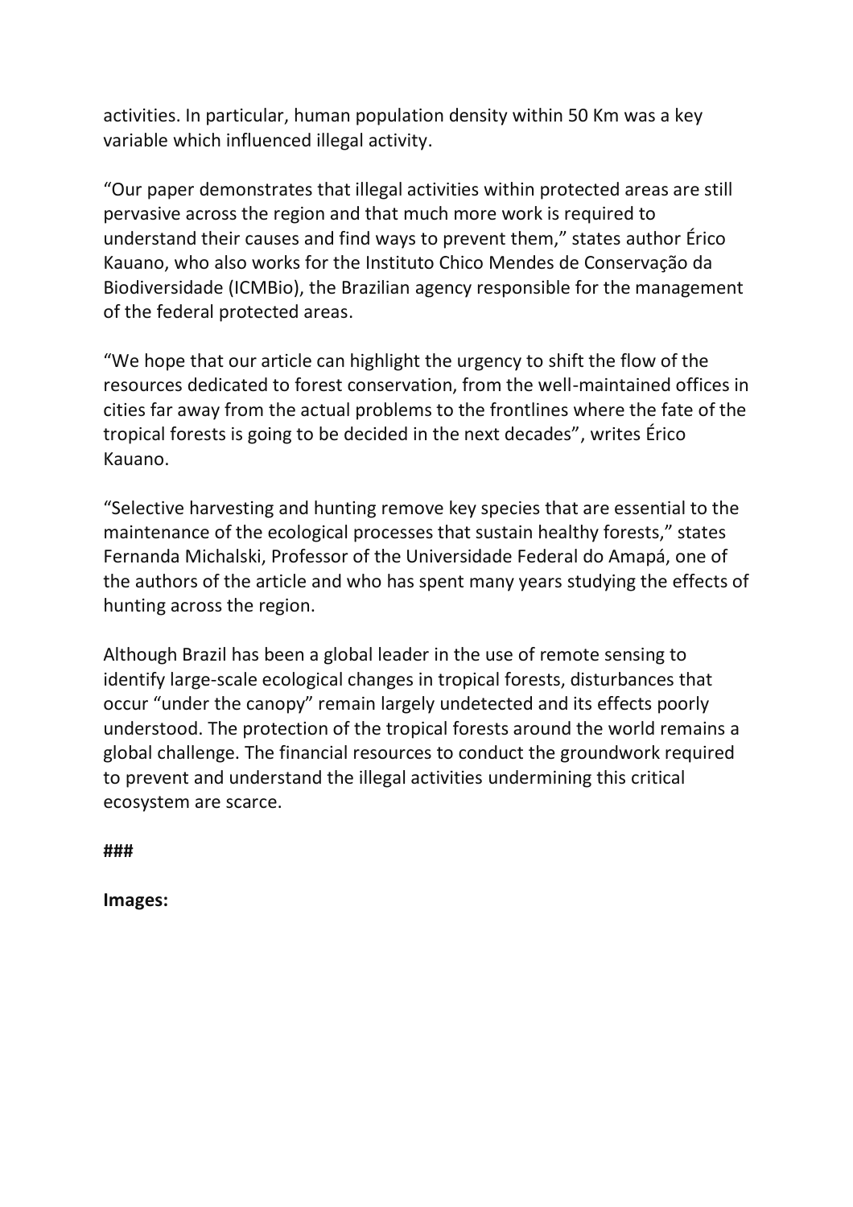activities. In particular, human population density within 50 Km was a key variable which influenced illegal activity.

“Our paper demonstrates that illegal activities within protected areas are still pervasive across the region and that much more work is required to understand their causes and find ways to prevent them,” states author Érico Kauano, who also works for the Instituto Chico Mendes de Conservação da Biodiversidade (ICMBio), the Brazilian agency responsible for the management of the federal protected areas.

“We hope that our article can highlight the urgency to shift the flow of the resources dedicated to forest conservation, from the well-maintained offices in cities far away from the actual problems to the frontlines where the fate of the tropical forests is going to be decided in the next decades”, writes Érico Kauano.

“Selective harvesting and hunting remove key species that are essential to the maintenance of the ecological processes that sustain healthy forests,” states Fernanda Michalski, Professor of the Universidade Federal do Amapá, one of the authors of the article and who has spent many years studying the effects of hunting across the region.

Although Brazil has been a global leader in the use of remote sensing to identify large-scale ecological changes in tropical forests, disturbances that occur “under the canopy” remain largely undetected and its effects poorly understood. The protection of the tropical forests around the world remains a global challenge. The financial resources to conduct the groundwork required to prevent and understand the illegal activities undermining this critical ecosystem are scarce.

**###**

**Images:**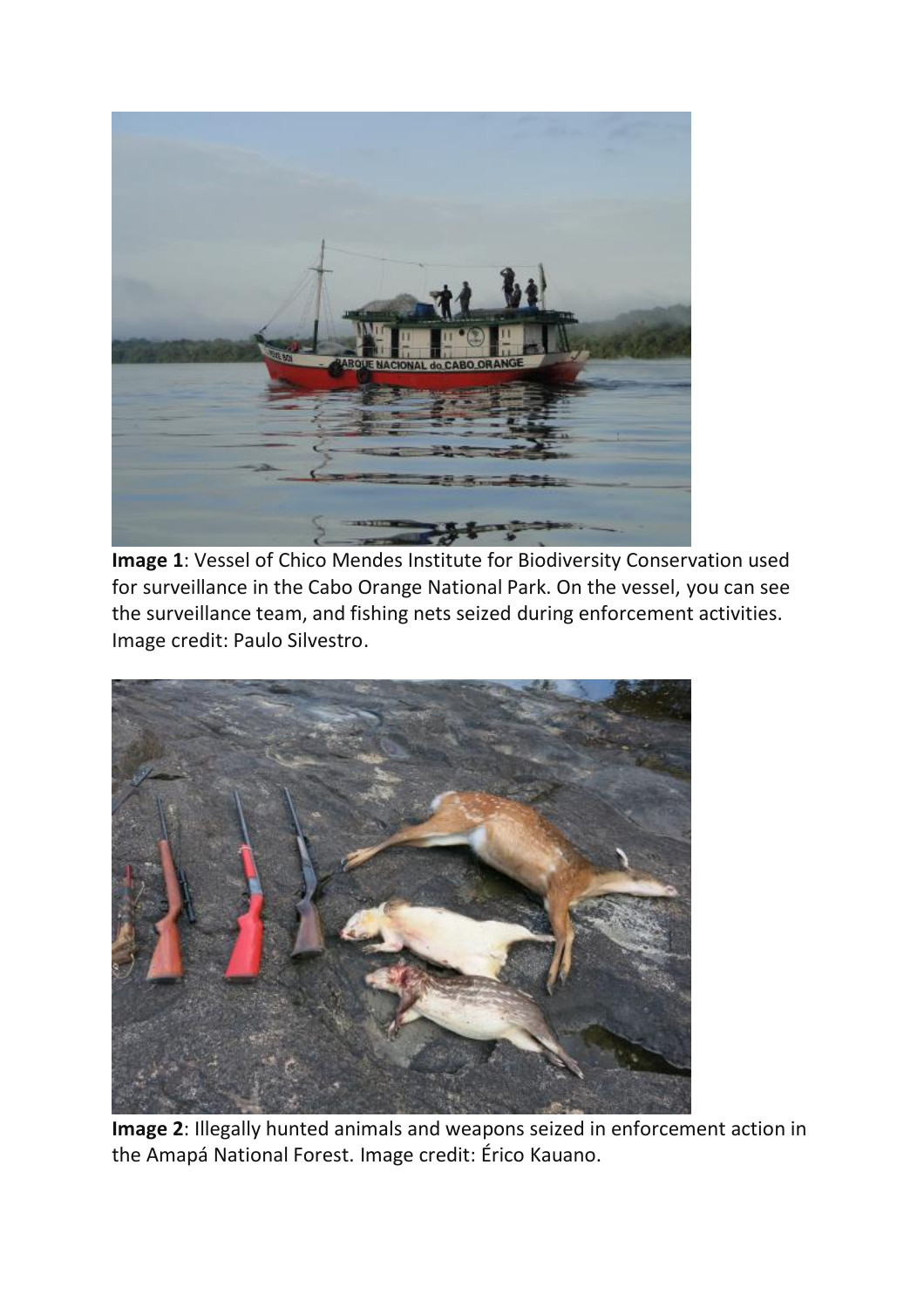**Image 1**: Vessel of Chico Mendes Institute for Biodiversity Conservation used for surveillance in the Cabo Orange National Park. On the vessel, you can see the surveillance team, and fishing nets seized during enforcement activities. Image credit: Paulo Silvestro.

**Image 2**: Illegally hunted animals and weapons seized in enforcement action in the Amapá National Forest. Image credit: Érico Kauano.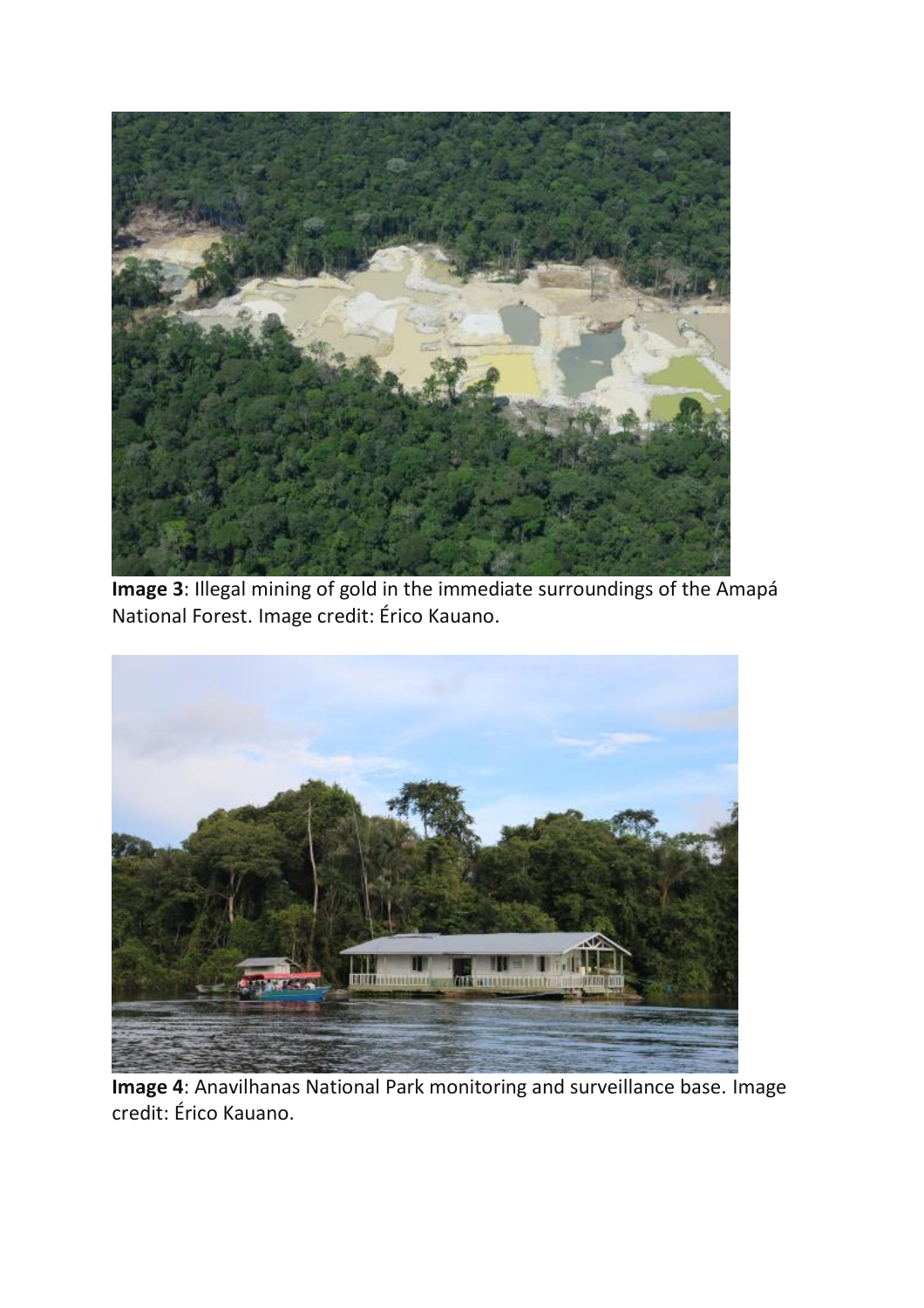**Image 3**: Illegal mining of gold in the immediate surroundings of the Amapá National Forest. Image credit: Érico Kauano.

**Image 4**: Anavilhanas National Park monitoring and surveillance base. Image credit: Érico Kauano.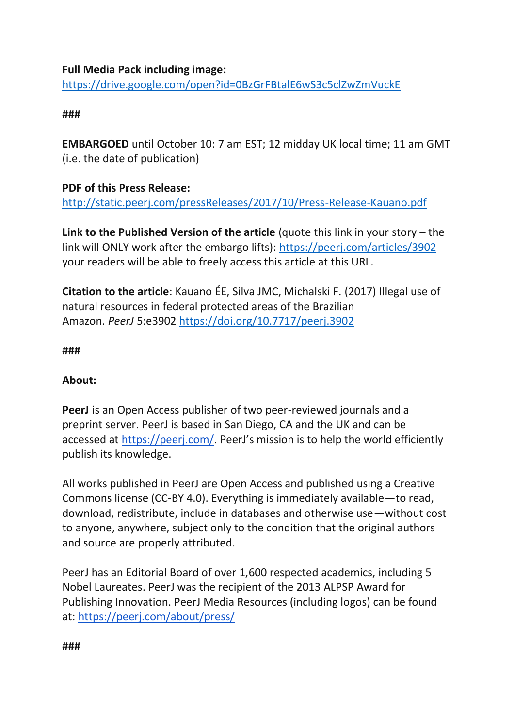**Full Media Pack including image:**
https://drive.google.com/open?id=0BzGrFBtalE6wS3c5clZwZmVuckE

###

**EMBARGOED** until October 10: 7 am EST; 12 midday UK local time; 11 am GMT (i.e. the date of publication)

**PDF of this Press Release:**
http://static.peerj.com/pressReleases/2017/10/Press-Release-Kauano.pdf

**Link to the Published Version of the article** (quote this link in your story – the link will ONLY work after the embargo lifts): https://peerj.com/articles/3902 your readers will be able to freely access this article at this URL.

**Citation to the article**: Kauano ÉE, Silva JMC, Michalski F. (2017) Illegal use of natural resources in federal protected areas of the Brazilian Amazon. *PeerJ* 5:e3902 https://doi.org/10.7717/peerj.3902

###

**About:**

**PeerJ** is an Open Access publisher of two peer-reviewed journals and a preprint server. PeerJ is based in San Diego, CA and the UK and can be accessed at https://peerj.com/. PeerJ's mission is to help the world efficiently publish its knowledge.

All works published in PeerJ are Open Access and published using a Creative Commons license (CC-BY 4.0). Everything is immediately available—to read, download, redistribute, include in databases and otherwise use—without cost to anyone, anywhere, subject only to the condition that the original authors and source are properly attributed.

PeerJ has an Editorial Board of over 1,600 respected academics, including 5 Nobel Laureates. PeerJ was the recipient of the 2013 ALPSP Award for Publishing Innovation. PeerJ Media Resources (including logos) can be found at: https://peerj.com/about/press/

###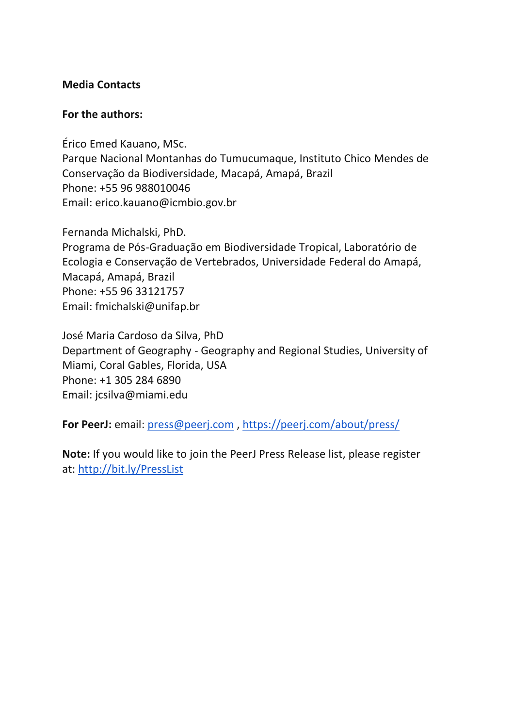**Media Contacts**

**For the authors:**

Érico Emed Kauano, MSc.
Parque Nacional Montanhas do Tumucumaque, Instituto Chico Mendes de Conservação da Biodiversidade, Macapá, Amapá, Brazil
Phone: +55 96 988010046
Email: erico.kauano@icmbio.gov.br

Fernanda Michalski, PhD.
Programa de Pós-Graduação em Biodiversidade Tropical, Laboratório de Ecologia e Conservação de Vertebrados, Universidade Federal do Amapá, Macapá, Amapá, Brazil
Phone: +55 96 33121757
Email: fmichalski@unifap.br

José Maria Cardoso da Silva, PhD
Department of Geography - Geography and Regional Studies, University of Miami, Coral Gables, Florida, USA
Phone: +1 305 284 6890
Email: jcsilva@miami.edu

**For PeerJ:** email: press@peerj.com , https://peerj.com/about/press/

**Note:** If you would like to join the PeerJ Press Release list, please register at: http://bit.ly/PressList